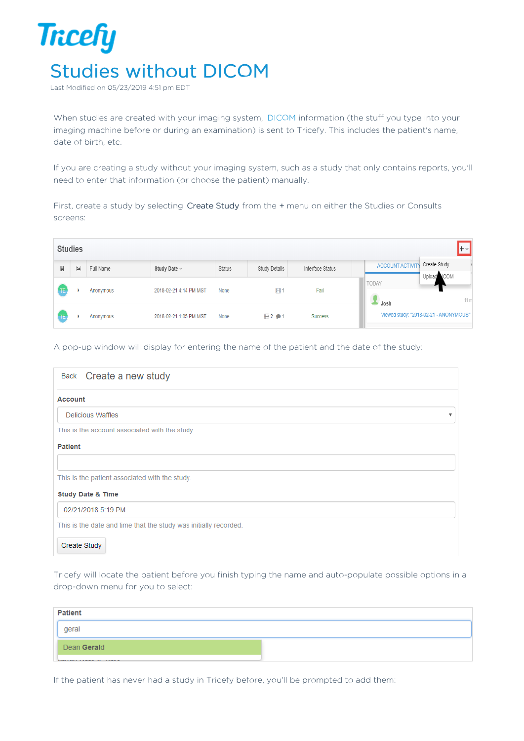# Studies without DICOM

Last Modified on 05/23/2019 4:51 pm EDT

When studies are created with your imaging system, DICOM information (the stuff you type into your imaging machine before or during an examination) is sent to Tricefy. This includes the patient's name, date of birth, etc.

If you are creating a study without your imaging system, such as a study that only contains reports, you'll need to enter that information (or choose the patient) manually.

First, create a study by selecting **Create Study** from the **+** menu on either the Studies or Consults screens:

A pop-up window will display for entering the name of the patient and the date of the study:

Tricefy will locate the patient before you finish typing the name and auto-populate possible options in a drop-down menu for you to select:

If the patient has never had a study in Tricefy before, you'll be prompted to add them: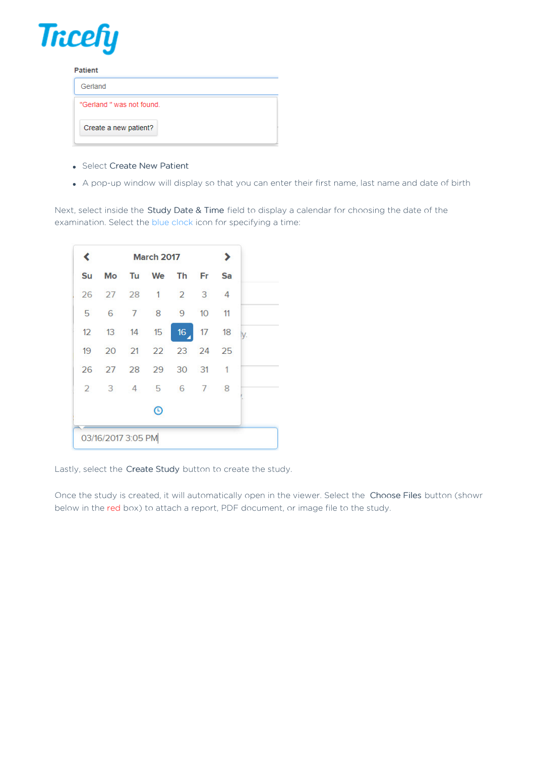Patient

Gerland

"Gerland " was not found.

Create a new patient?

- Select Create New Patient
- A pop-up window will display so that you can enter their first name, last name and date of birth

Next, select inside the Study Date & Time field to display a calendar for choosing the date of the examination. Select the blue clock icon for specifying a time:

March 2017

| Su | Mo | Tu | We | Th | Fr | Sa |
|---|---|---|---|---|---|---|
| 26 | 27 | 28 | 1 | 2 | 3 | 4 |
| 5 | 6 | 7 | 8 | 9 | 10 | 11 |
| 12 | 13 | 14 | 15 | 16 | 17 | 18 |
| 19 | 20 | 21 | 22 | 23 | 24 | 25 |
| 26 | 27 | 28 | 29 | 30 | 31 | 1 |
| 2 | 3 | 4 | 5 | 6 | 7 | 8 |

03/16/2017 3:05 PM

Lastly, select the Create Study button to create the study.

Once the study is created, it will automatically open in the viewer. Select the Choose Files button (shown below in the red box) to attach a report, PDF document, or image file to the study.